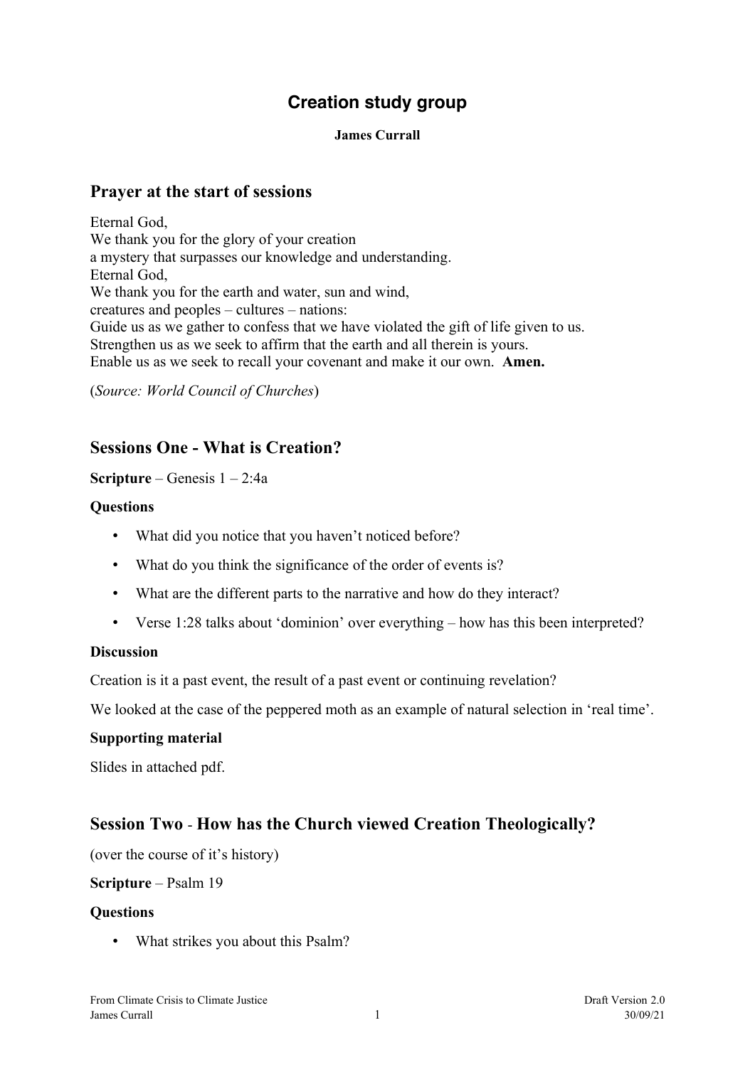# Creation study group

**James Currall**

## Prayer at the start of sessions

Eternal God,
We thank you for the glory of your creation
a mystery that surpasses our knowledge and understanding.
Eternal God,
We thank you for the earth and water, sun and wind,
creatures and peoples – cultures – nations:
Guide us as we gather to confess that we have violated the gift of life given to us.
Strengthen us as we seek to affirm that the earth and all therein is yours.
Enable us as we seek to recall your covenant and make it our own. **Amen.**

(*Source: World Council of Churches*)

## Sessions One - What is Creation?

**Scripture** – Genesis 1 – 2:4a

**Questions**

- What did you notice that you haven't noticed before?
- What do you think the significance of the order of events is?
- What are the different parts to the narrative and how do they interact?
- Verse 1:28 talks about 'dominion' over everything – how has this been interpreted?

**Discussion**

Creation is it a past event, the result of a past event or continuing revelation?

We looked at the case of the peppered moth as an example of natural selection in 'real time'.

**Supporting material**

Slides in attached pdf.

## Session Two - How has the Church viewed Creation Theologically?

(over the course of it's history)

**Scripture** – Psalm 19

**Questions**

- What strikes you about this Psalm?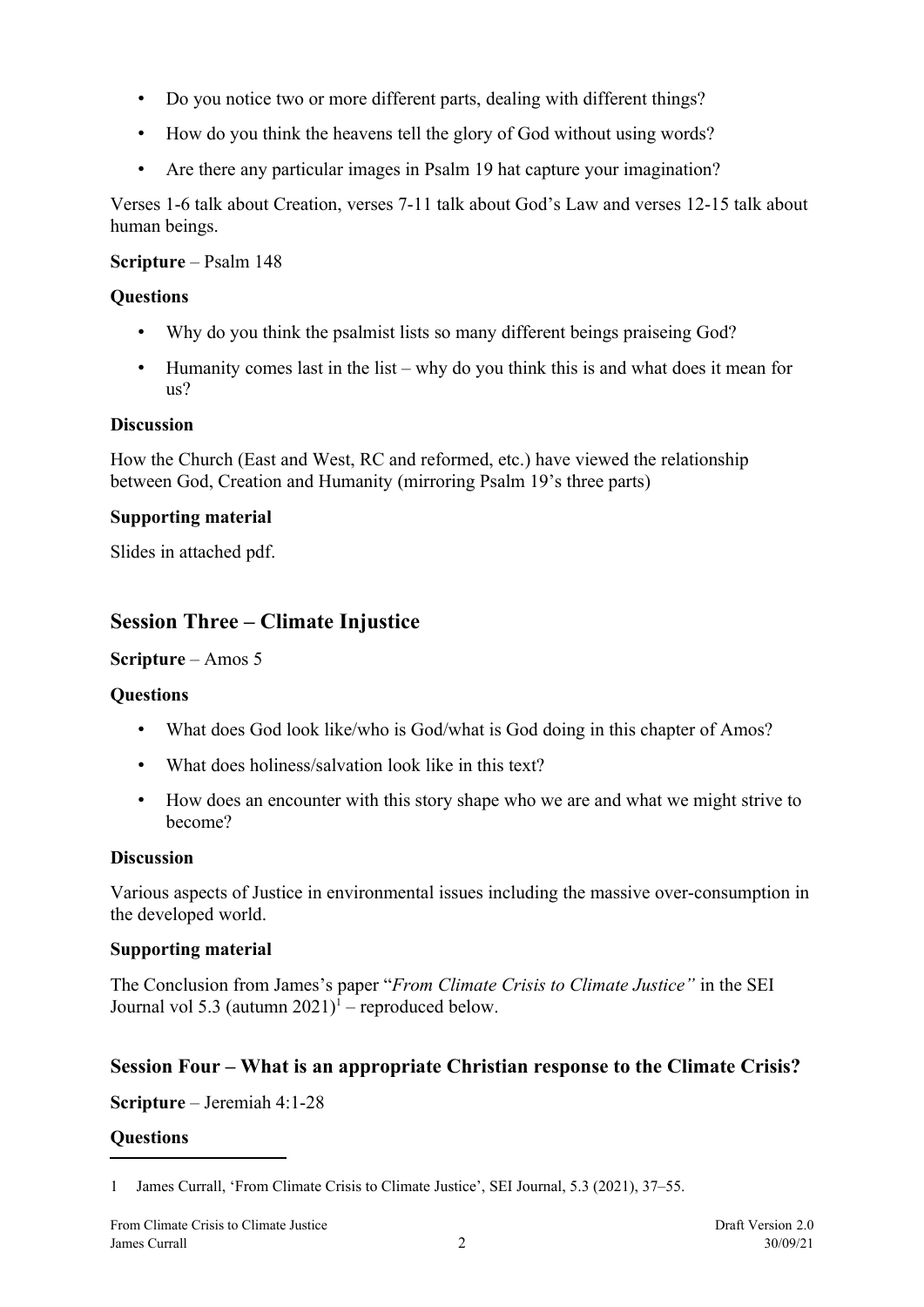- Do you notice two or more different parts, dealing with different things?
- How do you think the heavens tell the glory of God without using words?
- Are there any particular images in Psalm 19 hat capture your imagination?

Verses 1-6 talk about Creation, verses 7-11 talk about God's Law and verses 12-15 talk about human beings.

**Scripture** – Psalm 148

**Questions**

- Why do you think the psalmist lists so many different beings praiseing God?
- Humanity comes last in the list – why do you think this is and what does it mean for us?

**Discussion**

How the Church (East and West, RC and reformed, etc.) have viewed the relationship between God, Creation and Humanity (mirroring Psalm 19's three parts)

**Supporting material**

Slides in attached pdf.

## Session Three – Climate Injustice

**Scripture** – Amos 5

**Questions**

- What does God look like/who is God/what is God doing in this chapter of Amos?
- What does holiness/salvation look like in this text?
- How does an encounter with this story shape who we are and what we might strive to become?

**Discussion**

Various aspects of Justice in environmental issues including the massive over-consumption in the developed world.

**Supporting material**

The Conclusion from James's paper "*From Climate Crisis to Climate Justice*" in the SEI Journal vol 5.3 (autumn 2021)[1] – reproduced below.

## Session Four – What is an appropriate Christian response to the Climate Crisis?

**Scripture** – Jeremiah 4:1-28

**Questions**

1 James Currall, 'From Climate Crisis to Climate Justice', SEI Journal, 5.3 (2021), 37–55.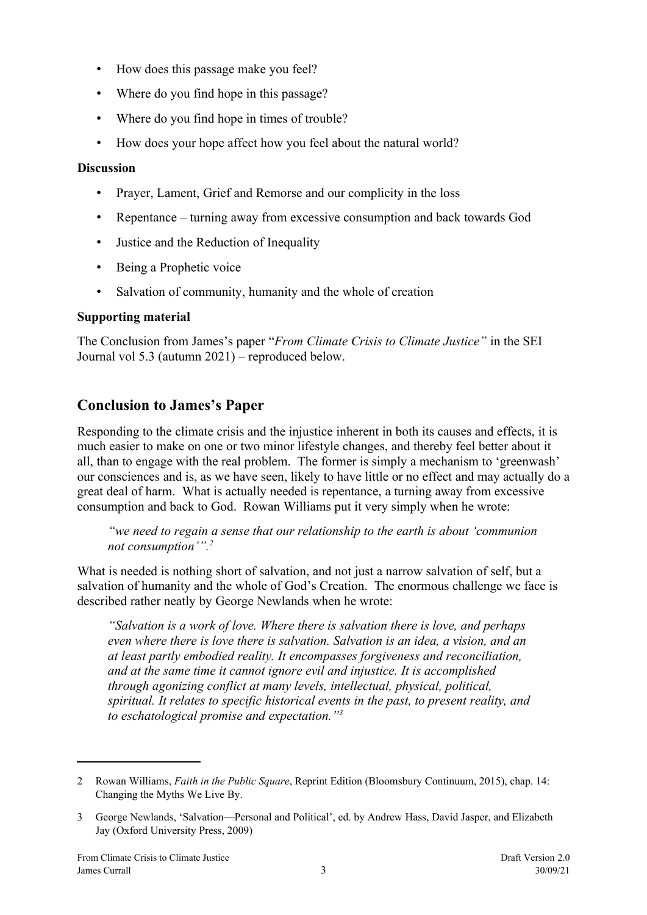- How does this passage make you feel?
- Where do you find hope in this passage?
- Where do you find hope in times of trouble?
- How does your hope affect how you feel about the natural world?

**Discussion**

- Prayer, Lament, Grief and Remorse and our complicity in the loss
- Repentance – turning away from excessive consumption and back towards God
- Justice and the Reduction of Inequality
- Being a Prophetic voice
- Salvation of community, humanity and the whole of creation

**Supporting material**

The Conclusion from James's paper "*From Climate Crisis to Climate Justice"* in the SEI Journal vol 5.3 (autumn 2021) – reproduced below.

## Conclusion to James's Paper

Responding to the climate crisis and the injustice inherent in both its causes and effects, it is much easier to make on one or two minor lifestyle changes, and thereby feel better about it all, than to engage with the real problem. The former is simply a mechanism to 'greenwash' our consciences and is, as we have seen, likely to have little or no effect and may actually do a great deal of harm. What is actually needed is repentance, a turning away from excessive consumption and back to God. Rowan Williams put it very simply when he wrote:

> *"we need to regain a sense that our relationship to the earth is about 'communion not consumption'".*[2]

What is needed is nothing short of salvation, and not just a narrow salvation of self, but a salvation of humanity and the whole of God's Creation. The enormous challenge we face is described rather neatly by George Newlands when he wrote:

> *"Salvation is a work of love. Where there is salvation there is love, and perhaps even where there is love there is salvation. Salvation is an idea, a vision, and an at least partly embodied reality. It encompasses forgiveness and reconciliation, and at the same time it cannot ignore evil and injustice. It is accomplished through agonizing conflict at many levels, intellectual, physical, political, spiritual. It relates to specific historical events in the past, to present reality, and to eschatological promise and expectation."*[3]

---

2 Rowan Williams, *Faith in the Public Square*, Reprint Edition (Bloomsbury Continuum, 2015), chap. 14: Changing the Myths We Live By.

3 George Newlands, 'Salvation—Personal and Political', ed. by Andrew Hass, David Jasper, and Elizabeth Jay (Oxford University Press, 2009)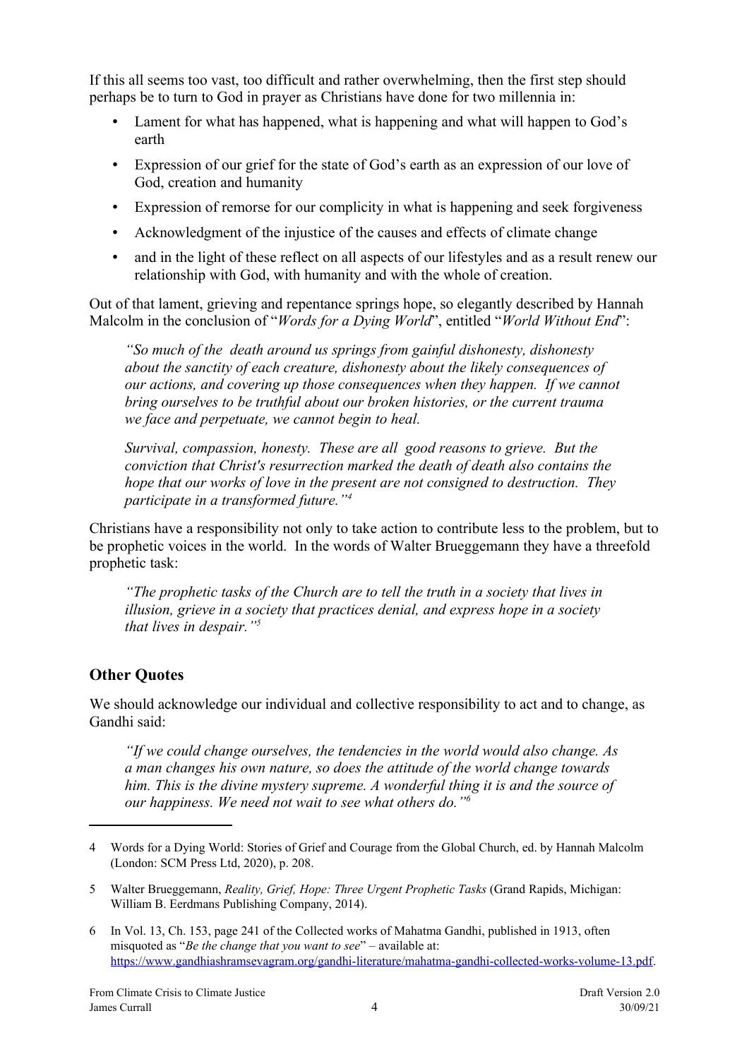If this all seems too vast, too difficult and rather overwhelming, then the first step should perhaps be to turn to God in prayer as Christians have done for two millennia in:

- Lament for what has happened, what is happening and what will happen to God's earth
- Expression of our grief for the state of God's earth as an expression of our love of God, creation and humanity
- Expression of remorse for our complicity in what is happening and seek forgiveness
- Acknowledgment of the injustice of the causes and effects of climate change
- and in the light of these reflect on all aspects of our lifestyles and as a result renew our relationship with God, with humanity and with the whole of creation.

Out of that lament, grieving and repentance springs hope, so elegantly described by Hannah Malcolm in the conclusion of "*Words for a Dying World*", entitled "*World Without End*":

> *"So much of the death around us springs from gainful dishonesty, dishonesty about the sanctity of each creature, dishonesty about the likely consequences of our actions, and covering up those consequences when they happen. If we cannot bring ourselves to be truthful about our broken histories, or the current trauma we face and perpetuate, we cannot begin to heal.*
>
> *Survival, compassion, honesty. These are all good reasons to grieve. But the conviction that Christ's resurrection marked the death of death also contains the hope that our works of love in the present are not consigned to destruction. They participate in a transformed future."*[4]

Christians have a responsibility not only to take action to contribute less to the problem, but to be prophetic voices in the world. In the words of Walter Brueggemann they have a threefold prophetic task:

> *"The prophetic tasks of the Church are to tell the truth in a society that lives in illusion, grieve in a society that practices denial, and express hope in a society that lives in despair."*[5]

## Other Quotes

We should acknowledge our individual and collective responsibility to act and to change, as Gandhi said:

> *"If we could change ourselves, the tendencies in the world would also change. As a man changes his own nature, so does the attitude of the world change towards him. This is the divine mystery supreme. A wonderful thing it is and the source of our happiness. We need not wait to see what others do."*[6]

---

4 Words for a Dying World: Stories of Grief and Courage from the Global Church, ed. by Hannah Malcolm (London: SCM Press Ltd, 2020), p. 208.

5 Walter Brueggemann, *Reality, Grief, Hope: Three Urgent Prophetic Tasks* (Grand Rapids, Michigan: William B. Eerdmans Publishing Company, 2014).

6 In Vol. 13, Ch. 153, page 241 of the Collected works of Mahatma Gandhi, published in 1913, often misquoted as "*Be the change that you want to see*" – available at: https://www.gandhiashramsevagram.org/gandhi-literature/mahatma-gandhi-collected-works-volume-13.pdf.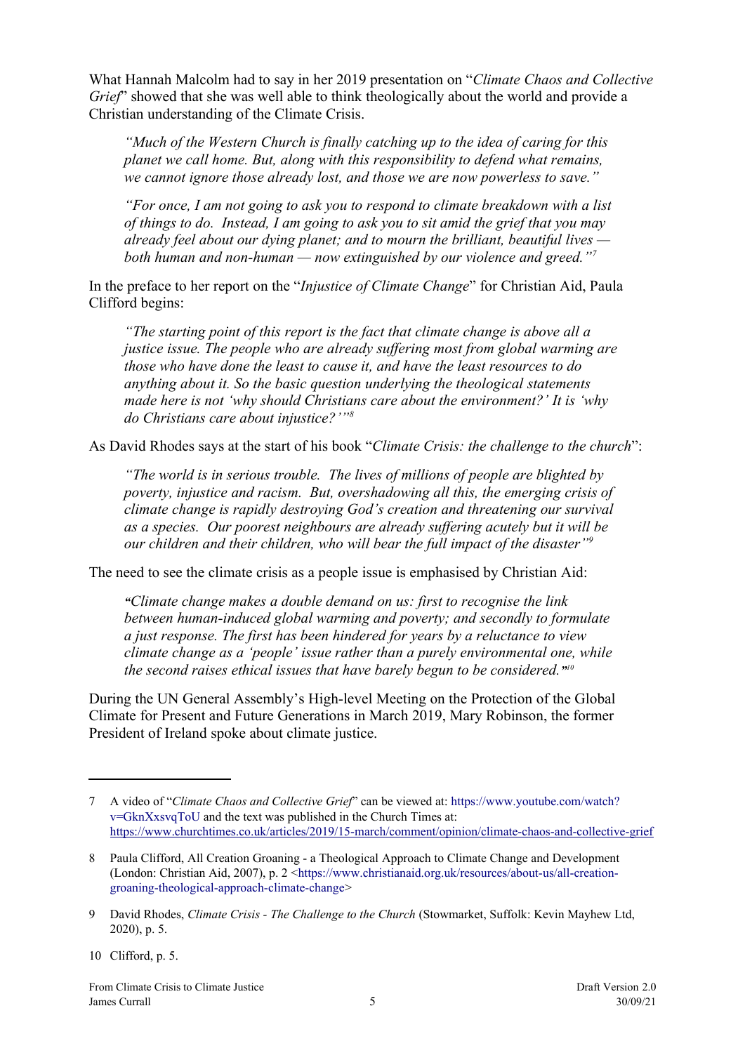What Hannah Malcolm had to say in her 2019 presentation on "*Climate Chaos and Collective Grief*" showed that she was well able to think theologically about the world and provide a Christian understanding of the Climate Crisis.

> *"Much of the Western Church is finally catching up to the idea of caring for this planet we call home. But, along with this responsibility to defend what remains, we cannot ignore those already lost, and those we are now powerless to save."*
>
> *"For once, I am not going to ask you to respond to climate breakdown with a list of things to do. Instead, I am going to ask you to sit amid the grief that you may already feel about our dying planet; and to mourn the brilliant, beautiful lives — both human and non-human — now extinguished by our violence and greed."*[7]

In the preface to her report on the "*Injustice of Climate Change*" for Christian Aid, Paula Clifford begins:

> *"The starting point of this report is the fact that climate change is above all a justice issue. The people who are already suffering most from global warming are those who have done the least to cause it, and have the least resources to do anything about it. So the basic question underlying the theological statements made here is not 'why should Christians care about the environment?' It is 'why do Christians care about injustice?'"*[8]

As David Rhodes says at the start of his book "*Climate Crisis: the challenge to the church*":

> *"The world is in serious trouble. The lives of millions of people are blighted by poverty, injustice and racism. But, overshadowing all this, the emerging crisis of climate change is rapidly destroying God's creation and threatening our survival as a species. Our poorest neighbours are already suffering acutely but it will be our children and their children, who will bear the full impact of the disaster"*[9]

The need to see the climate crisis as a people issue is emphasised by Christian Aid:

> *"Climate change makes a double demand on us: first to recognise the link between human-induced global warming and poverty; and secondly to formulate a just response. The first has been hindered for years by a reluctance to view climate change as a 'people' issue rather than a purely environmental one, while the second raises ethical issues that have barely begun to be considered."*[10]

During the UN General Assembly's High-level Meeting on the Protection of the Global Climate for Present and Future Generations in March 2019, Mary Robinson, the former President of Ireland spoke about climate justice.

---

7 A video of "*Climate Chaos and Collective Grief*" can be viewed at: https://www.youtube.com/watch?v=GknXxsvqToU and the text was published in the Church Times at: https://www.churchtimes.co.uk/articles/2019/15-march/comment/opinion/climate-chaos-and-collective-grief

8 Paula Clifford, All Creation Groaning - a Theological Approach to Climate Change and Development (London: Christian Aid, 2007), p. 2 <https://www.christianaid.org.uk/resources/about-us/all-creation-groaning-theological-approach-climate-change>

9 David Rhodes, *Climate Crisis - The Challenge to the Church* (Stowmarket, Suffolk: Kevin Mayhew Ltd, 2020), p. 5.

10 Clifford, p. 5.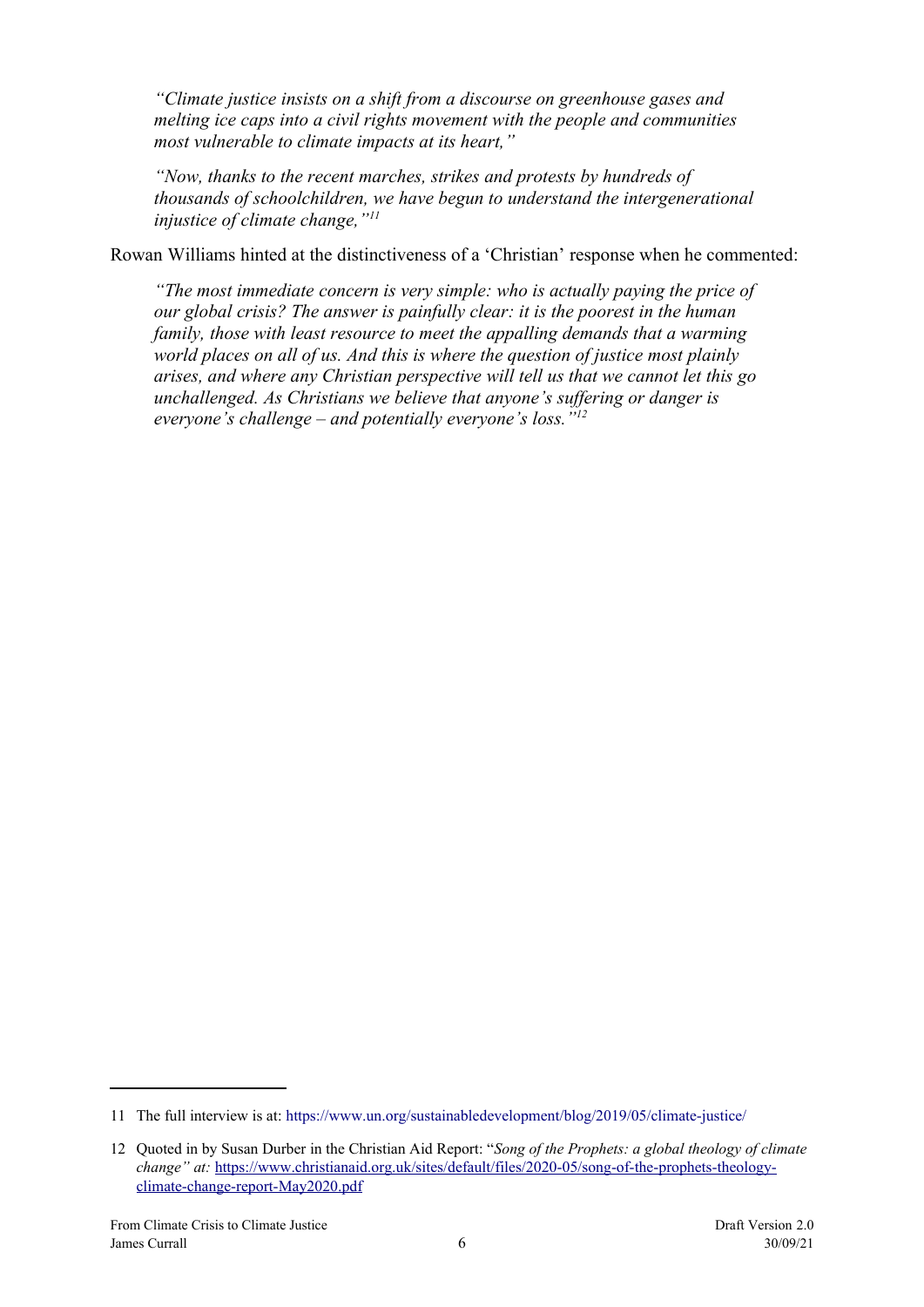> *"Climate justice insists on a shift from a discourse on greenhouse gases and melting ice caps into a civil rights movement with the people and communities most vulnerable to climate impacts at its heart,"*
>
> *"Now, thanks to the recent marches, strikes and protests by hundreds of thousands of schoolchildren, we have begun to understand the intergenerational injustice of climate change,"*[11]

Rowan Williams hinted at the distinctiveness of a 'Christian' response when he commented:

> *"The most immediate concern is very simple: who is actually paying the price of our global crisis? The answer is painfully clear: it is the poorest in the human family, those with least resource to meet the appalling demands that a warming world places on all of us. And this is where the question of justice most plainly arises, and where any Christian perspective will tell us that we cannot let this go unchallenged. As Christians we believe that anyone's suffering or danger is everyone's challenge – and potentially everyone's loss."*[12]

---

11 The full interview is at: https://www.un.org/sustainabledevelopment/blog/2019/05/climate-justice/

12 Quoted in by Susan Durber in the Christian Aid Report: "*Song of the Prophets: a global theology of climate change" at:* https://www.christianaid.org.uk/sites/default/files/2020-05/song-of-the-prophets-theology-climate-change-report-May2020.pdf